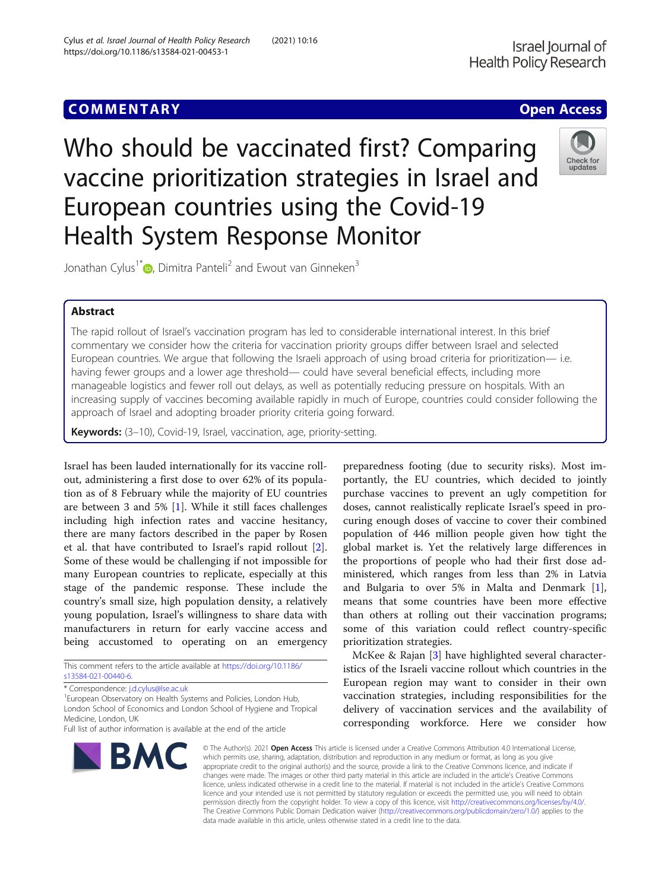COMMENTARY

Open Access

# Who should be vaccinated first? Comparing vaccine prioritization strategies in Israel and European countries using the Covid-19 Health System Response Monitor

Jonathan Cylus[1*], Dimitra Panteli[2] and Ewout van Ginneken[3]

## Abstract

The rapid rollout of Israel's vaccination program has led to considerable international interest. In this brief commentary we consider how the criteria for vaccination priority groups differ between Israel and selected European countries. We argue that following the Israeli approach of using broad criteria for prioritization— i.e. having fewer groups and a lower age threshold— could have several beneficial effects, including more manageable logistics and fewer roll out delays, as well as potentially reducing pressure on hospitals. With an increasing supply of vaccines becoming available rapidly in much of Europe, countries could consider following the approach of Israel and adopting broader priority criteria going forward.

**Keywords:** (3–10), Covid-19, Israel, vaccination, age, priority-setting.

Israel has been lauded internationally for its vaccine rollout, administering a first dose to over 62% of its population as of 8 February while the majority of EU countries are between 3 and 5% [1]. While it still faces challenges including high infection rates and vaccine hesitancy, there are many factors described in the paper by Rosen et al. that have contributed to Israel's rapid rollout [2]. Some of these would be challenging if not impossible for many European countries to replicate, especially at this stage of the pandemic response. These include the country's small size, high population density, a relatively young population, Israel's willingness to share data with manufacturers in return for early vaccine access and being accustomed to operating on an emergency preparedness footing (due to security risks). Most importantly, the EU countries, which decided to jointly purchase vaccines to prevent an ugly competition for doses, cannot realistically replicate Israel's speed in procuring enough doses of vaccine to cover their combined population of 446 million people given how tight the global market is. Yet the relatively large differences in the proportions of people who had their first dose administered, which ranges from less than 2% in Latvia and Bulgaria to over 5% in Malta and Denmark [1], means that some countries have been more effective than others at rolling out their vaccination programs; some of this variation could reflect country-specific prioritization strategies.

McKee & Rajan [3] have highlighted several characteristics of the Israeli vaccine rollout which countries in the European region may want to consider in their own vaccination strategies, including responsibilities for the delivery of vaccination services and the availability of corresponding workforce. Here we consider how

This comment refers to the article available at https://doi.org/10.1186/s13584-021-00440-6.

* Correspondence: j.d.cylus@lse.ac.uk

[1] European Observatory on Health Systems and Policies, London Hub, London School of Economics and London School of Hygiene and Tropical Medicine, London, UK

Full list of author information is available at the end of the article

© The Author(s). 2021 **Open Access** This article is licensed under a Creative Commons Attribution 4.0 International License, which permits use, sharing, adaptation, distribution and reproduction in any medium or format, as long as you give appropriate credit to the original author(s) and the source, provide a link to the Creative Commons licence, and indicate if changes were made. The images or other third party material in this article are included in the article's Creative Commons licence, unless indicated otherwise in a credit line to the material. If material is not included in the article's Creative Commons licence and your intended use is not permitted by statutory regulation or exceeds the permitted use, you will need to obtain permission directly from the copyright holder. To view a copy of this licence, visit http://creativecommons.org/licenses/by/4.0/. The Creative Commons Public Domain Dedication waiver (http://creativecommons.org/publicdomain/zero/1.0/) applies to the data made available in this article, unless otherwise stated in a credit line to the data.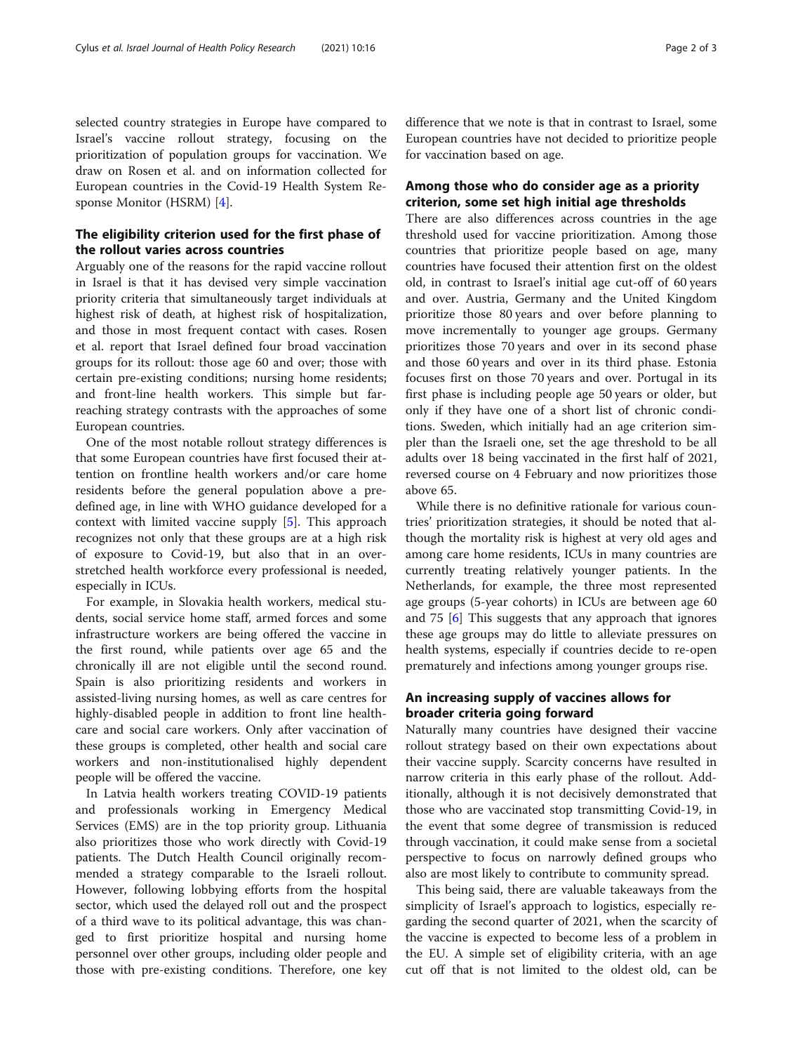selected country strategies in Europe have compared to Israel's vaccine rollout strategy, focusing on the prioritization of population groups for vaccination. We draw on Rosen et al. and on information collected for European countries in the Covid-19 Health System Response Monitor (HSRM) [4].

## The eligibility criterion used for the first phase of the rollout varies across countries

Arguably one of the reasons for the rapid vaccine rollout in Israel is that it has devised very simple vaccination priority criteria that simultaneously target individuals at highest risk of death, at highest risk of hospitalization, and those in most frequent contact with cases. Rosen et al. report that Israel defined four broad vaccination groups for its rollout: those age 60 and over; those with certain pre-existing conditions; nursing home residents; and front-line health workers. This simple but far-reaching strategy contrasts with the approaches of some European countries.

One of the most notable rollout strategy differences is that some European countries have first focused their attention on frontline health workers and/or care home residents before the general population above a predefined age, in line with WHO guidance developed for a context with limited vaccine supply [5]. This approach recognizes not only that these groups are at a high risk of exposure to Covid-19, but also that in an over-stretched health workforce every professional is needed, especially in ICUs.

For example, in Slovakia health workers, medical students, social service home staff, armed forces and some infrastructure workers are being offered the vaccine in the first round, while patients over age 65 and the chronically ill are not eligible until the second round. Spain is also prioritizing residents and workers in assisted-living nursing homes, as well as care centres for highly-disabled people in addition to front line health-care and social care workers. Only after vaccination of these groups is completed, other health and social care workers and non-institutionalised highly dependent people will be offered the vaccine.

In Latvia health workers treating COVID-19 patients and professionals working in Emergency Medical Services (EMS) are in the top priority group. Lithuania also prioritizes those who work directly with Covid-19 patients. The Dutch Health Council originally recommended a strategy comparable to the Israeli rollout. However, following lobbying efforts from the hospital sector, which used the delayed roll out and the prospect of a third wave to its political advantage, this was changed to first prioritize hospital and nursing home personnel over other groups, including older people and those with pre-existing conditions. Therefore, one key difference that we note is that in contrast to Israel, some European countries have not decided to prioritize people for vaccination based on age.

## Among those who do consider age as a priority criterion, some set high initial age thresholds

There are also differences across countries in the age threshold used for vaccine prioritization. Among those countries that prioritize people based on age, many countries have focused their attention first on the oldest old, in contrast to Israel's initial age cut-off of 60 years and over. Austria, Germany and the United Kingdom prioritize those 80 years and over before planning to move incrementally to younger age groups. Germany prioritizes those 70 years and over in its second phase and those 60 years and over in its third phase. Estonia focuses first on those 70 years and over. Portugal in its first phase is including people age 50 years or older, but only if they have one of a short list of chronic conditions. Sweden, which initially had an age criterion simpler than the Israeli one, set the age threshold to be all adults over 18 being vaccinated in the first half of 2021, reversed course on 4 February and now prioritizes those above 65.

While there is no definitive rationale for various countries' prioritization strategies, it should be noted that although the mortality risk is highest at very old ages and among care home residents, ICUs in many countries are currently treating relatively younger patients. In the Netherlands, for example, the three most represented age groups (5-year cohorts) in ICUs are between age 60 and 75 [6] This suggests that any approach that ignores these age groups may do little to alleviate pressures on health systems, especially if countries decide to re-open prematurely and infections among younger groups rise.

## An increasing supply of vaccines allows for broader criteria going forward

Naturally many countries have designed their vaccine rollout strategy based on their own expectations about their vaccine supply. Scarcity concerns have resulted in narrow criteria in this early phase of the rollout. Additionally, although it is not decisively demonstrated that those who are vaccinated stop transmitting Covid-19, in the event that some degree of transmission is reduced through vaccination, it could make sense from a societal perspective to focus on narrowly defined groups who also are most likely to contribute to community spread.

This being said, there are valuable takeaways from the simplicity of Israel's approach to logistics, especially regarding the second quarter of 2021, when the scarcity of the vaccine is expected to become less of a problem in the EU. A simple set of eligibility criteria, with an age cut off that is not limited to the oldest old, can be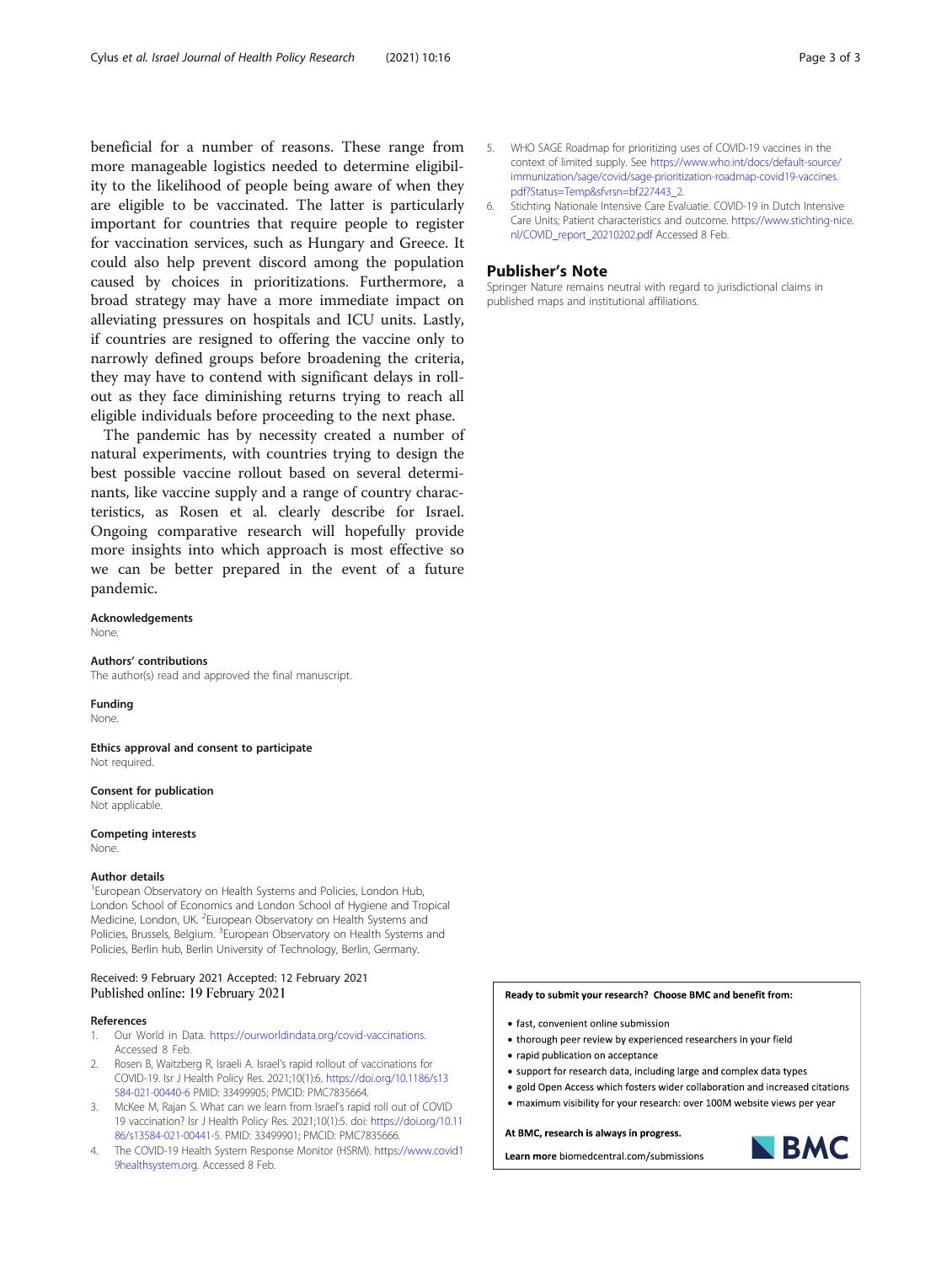beneficial for a number of reasons. These range from more manageable logistics needed to determine eligibility to the likelihood of people being aware of when they are eligible to be vaccinated. The latter is particularly important for countries that require people to register for vaccination services, such as Hungary and Greece. It could also help prevent discord among the population caused by choices in prioritizations. Furthermore, a broad strategy may have a more immediate impact on alleviating pressures on hospitals and ICU units. Lastly, if countries are resigned to offering the vaccine only to narrowly defined groups before broadening the criteria, they may have to contend with significant delays in roll-out as they face diminishing returns trying to reach all eligible individuals before proceeding to the next phase.

The pandemic has by necessity created a number of natural experiments, with countries trying to design the best possible vaccine rollout based on several determinants, like vaccine supply and a range of country characteristics, as Rosen et al. clearly describe for Israel. Ongoing comparative research will hopefully provide more insights into which approach is most effective so we can be better prepared in the event of a future pandemic.

**Acknowledgements**
None.

**Authors' contributions**
The author(s) read and approved the final manuscript.

**Funding**
None.

**Ethics approval and consent to participate**
Not required.

**Consent for publication**
Not applicable.

**Competing interests**
None.

**Author details**
[1]European Observatory on Health Systems and Policies, London Hub, London School of Economics and London School of Hygiene and Tropical Medicine, London, UK. [2]European Observatory on Health Systems and Policies, Brussels, Belgium. [3]European Observatory on Health Systems and Policies, Berlin hub, Berlin University of Technology, Berlin, Germany.

Received: 9 February 2021 Accepted: 12 February 2021
Published online: 19 February 2021

## References

1. Our World in Data. https://ourworldindata.org/covid-vaccinations. Accessed 8 Feb.
2. Rosen B, Waitzberg R, Israeli A. Israel's rapid rollout of vaccinations for COVID-19. Isr J Health Policy Res. 2021;10(1):6. https://doi.org/10.1186/s13584-021-00440-6 PMID: 33499905; PMCID: PMC7835664.
3. McKee M, Rajan S. What can we learn from Israel's rapid roll out of COVID 19 vaccination? Isr J Health Policy Res. 2021;10(1):5. doi: https://doi.org/10.1186/s13584-021-00441-5. PMID: 33499901; PMCID: PMC7835666.
4. The COVID-19 Health System Response Monitor (HSRM). https://www.covid19healthsystem.org. Accessed 8 Feb.
5. WHO SAGE Roadmap for prioritizing uses of COVID-19 vaccines in the context of limited supply. See https://www.who.int/docs/default-source/immunization/sage/covid/sage-prioritization-roadmap-covid19-vaccines.pdf?Status=Temp&sfvrsn=bf227443_2.
6. Stichting Nationale Intensive Care Evaluatie. COVID-19 in Dutch Intensive Care Units; Patient characteristics and outcome. https://www.stichting-nice.nl/COVID_report_20210202.pdf Accessed 8 Feb.

## Publisher's Note

Springer Nature remains neutral with regard to jurisdictional claims in published maps and institutional affiliations.

**Ready to submit your research? Choose BMC and benefit from:**

- fast, convenient online submission
- thorough peer review by experienced researchers in your field
- rapid publication on acceptance
- support for research data, including large and complex data types
- gold Open Access which fosters wider collaboration and increased citations
- maximum visibility for your research: over 100M website views per year

**At BMC, research is always in progress.**

**Learn more** biomedcentral.com/submissions

BMC